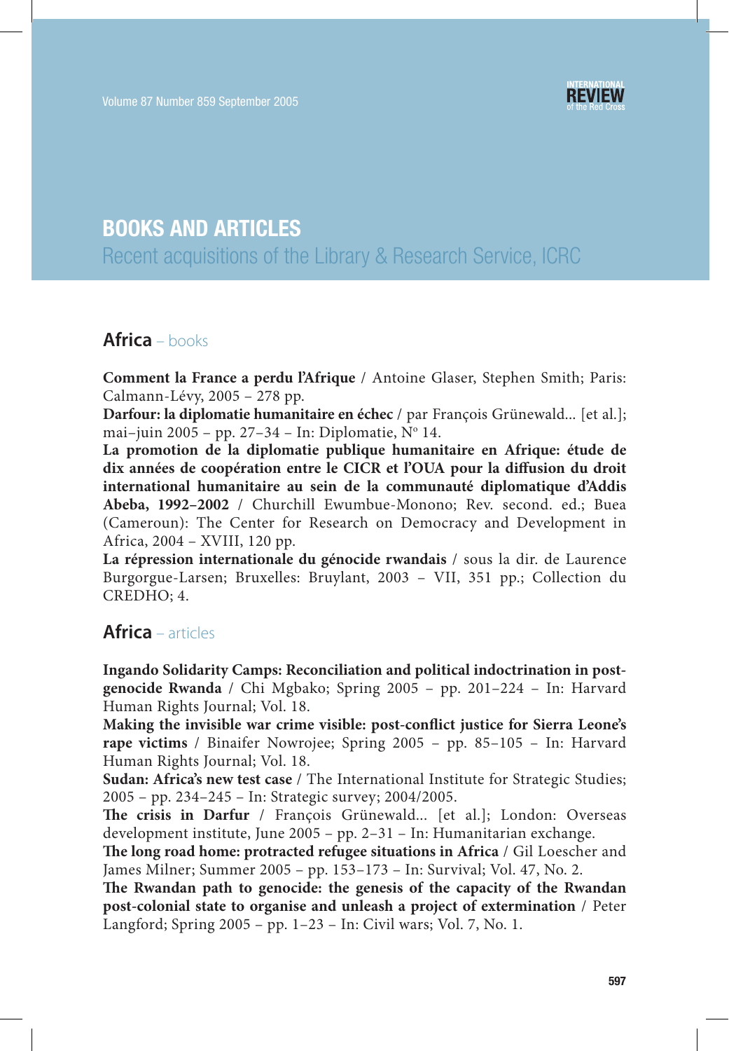# BOOKS AND ARTICLES

Recent acquisitions of the Library & Research Service, ICRC

## Africa – books

**Comment la France a perdu l'Afrique** / Antoine Glaser, Stephen Smith; Paris: Calmann-Lévy, 2005 – 278 pp.

**Darfour: la diplomatie humanitaire en échec** / par François Grünewald... [et al.]; mai–juin 2005 – pp. 27–34 – In: Diplomatie, N° 14.

**La promotion de la diplomatie publique humanitaire en Afrique: étude de dix années de coopération entre le CICR et l'OUA pour la diffusion du droit international humanitaire au sein de la communauté diplomatique d'Addis Abeba, 1992–2002** / Churchill Ewumbue-Monono; Rev. second. ed.; Buea (Cameroun): The Center for Research on Democracy and Development in Africa, 2004 – XVIII, 120 pp.

**La répression internationale du génocide rwandais** / sous la dir. de Laurence Burgorgue-Larsen; Bruxelles: Bruylant, 2003 – VII, 351 pp.; Collection du CREDHO; 4.

## Africa – articles

**Ingando Solidarity Camps: Reconciliation and political indoctrination in post-genocide Rwanda** / Chi Mgbako; Spring 2005 – pp. 201–224 – In: Harvard Human Rights Journal; Vol. 18.

**Making the invisible war crime visible: post-conflict justice for Sierra Leone's rape victims** / Binaifer Nowrojee; Spring 2005 – pp. 85–105 – In: Harvard Human Rights Journal; Vol. 18.

**Sudan: Africa's new test case** / The International Institute for Strategic Studies; 2005 – pp. 234–245 – In: Strategic survey; 2004/2005.

**The crisis in Darfur** / François Grünewald... [et al.]; London: Overseas development institute, June 2005 – pp. 2–31 – In: Humanitarian exchange.

**The long road home: protracted refugee situations in Africa** / Gil Loescher and James Milner; Summer 2005 – pp. 153–173 – In: Survival; Vol. 47, No. 2.

**The Rwandan path to genocide: the genesis of the capacity of the Rwandan post-colonial state to organise and unleash a project of extermination** / Peter Langford; Spring 2005 – pp. 1–23 – In: Civil wars; Vol. 7, No. 1.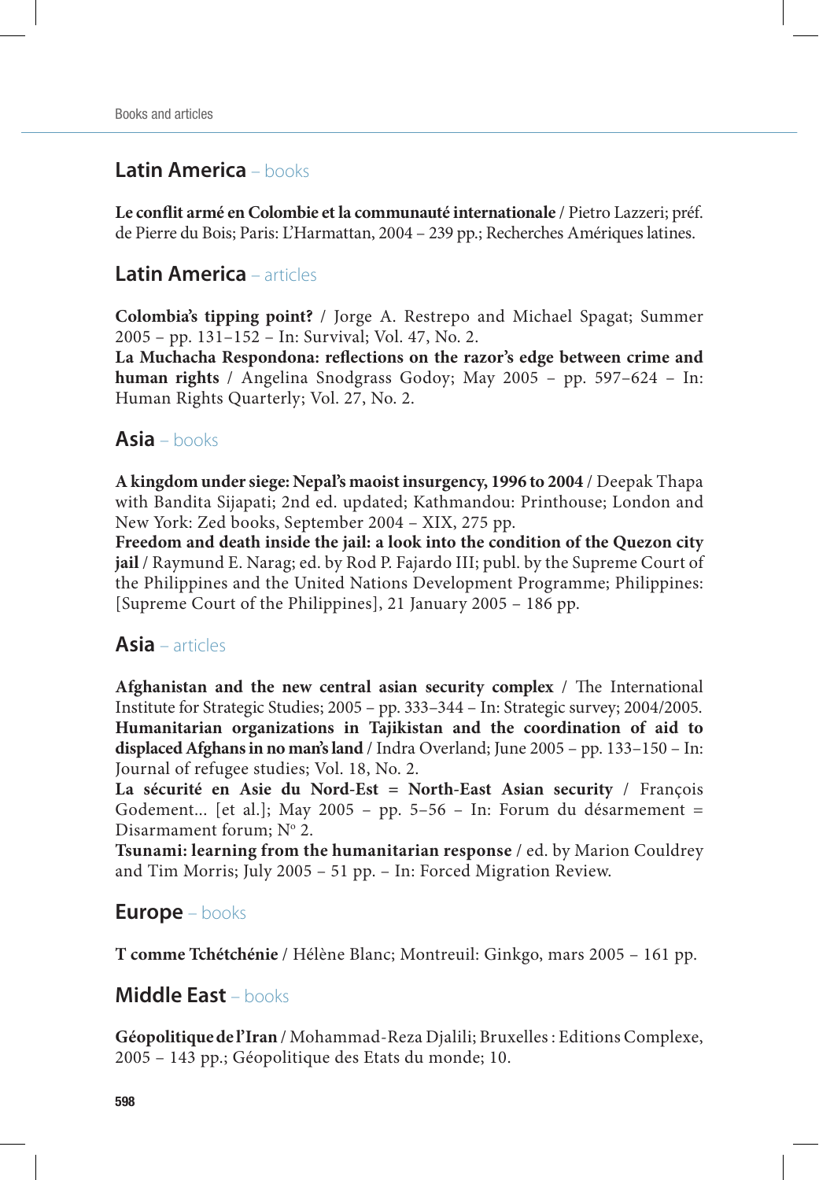## Latin America – books

**Le conflit armé en Colombie et la communauté internationale** / Pietro Lazzeri; préf. de Pierre du Bois; Paris: L'Harmattan, 2004 – 239 pp.; Recherches Amériques latines.

## Latin America – articles

**Colombia's tipping point?** / Jorge A. Restrepo and Michael Spagat; Summer 2005 – pp. 131–152 – In: Survival; Vol. 47, No. 2.

**La Muchacha Respondona: reflections on the razor's edge between crime and human rights** / Angelina Snodgrass Godoy; May 2005 – pp. 597–624 – In: Human Rights Quarterly; Vol. 27, No. 2.

## Asia – books

**A kingdom under siege: Nepal's maoist insurgency, 1996 to 2004** / Deepak Thapa with Bandita Sijapati; 2nd ed. updated; Kathmandou: Printhouse; London and New York: Zed books, September 2004 – XIX, 275 pp.

**Freedom and death inside the jail: a look into the condition of the Quezon city jail** / Raymund E. Narag; ed. by Rod P. Fajardo III; publ. by the Supreme Court of the Philippines and the United Nations Development Programme; Philippines: [Supreme Court of the Philippines], 21 January 2005 – 186 pp.

## Asia – articles

**Afghanistan and the new central asian security complex** / The International Institute for Strategic Studies; 2005 – pp. 333–344 – In: Strategic survey; 2004/2005.

**Humanitarian organizations in Tajikistan and the coordination of aid to displaced Afghans in no man's land** / Indra Overland; June 2005 – pp. 133–150 – In: Journal of refugee studies; Vol. 18, No. 2.

**La sécurité en Asie du Nord-Est = North-East Asian security** / François Godement... [et al.]; May 2005 – pp. 5–56 – In: Forum du désarmement = Disarmament forum; Nº 2.

**Tsunami: learning from the humanitarian response** / ed. by Marion Couldrey and Tim Morris; July 2005 – 51 pp. – In: Forced Migration Review.

## Europe – books

**T comme Tchétchénie** / Hélène Blanc; Montreuil: Ginkgo, mars 2005 – 161 pp.

## Middle East – books

**Géopolitique de l'Iran** / Mohammad-Reza Djalili; Bruxelles : Editions Complexe, 2005 – 143 pp.; Géopolitique des Etats du monde; 10.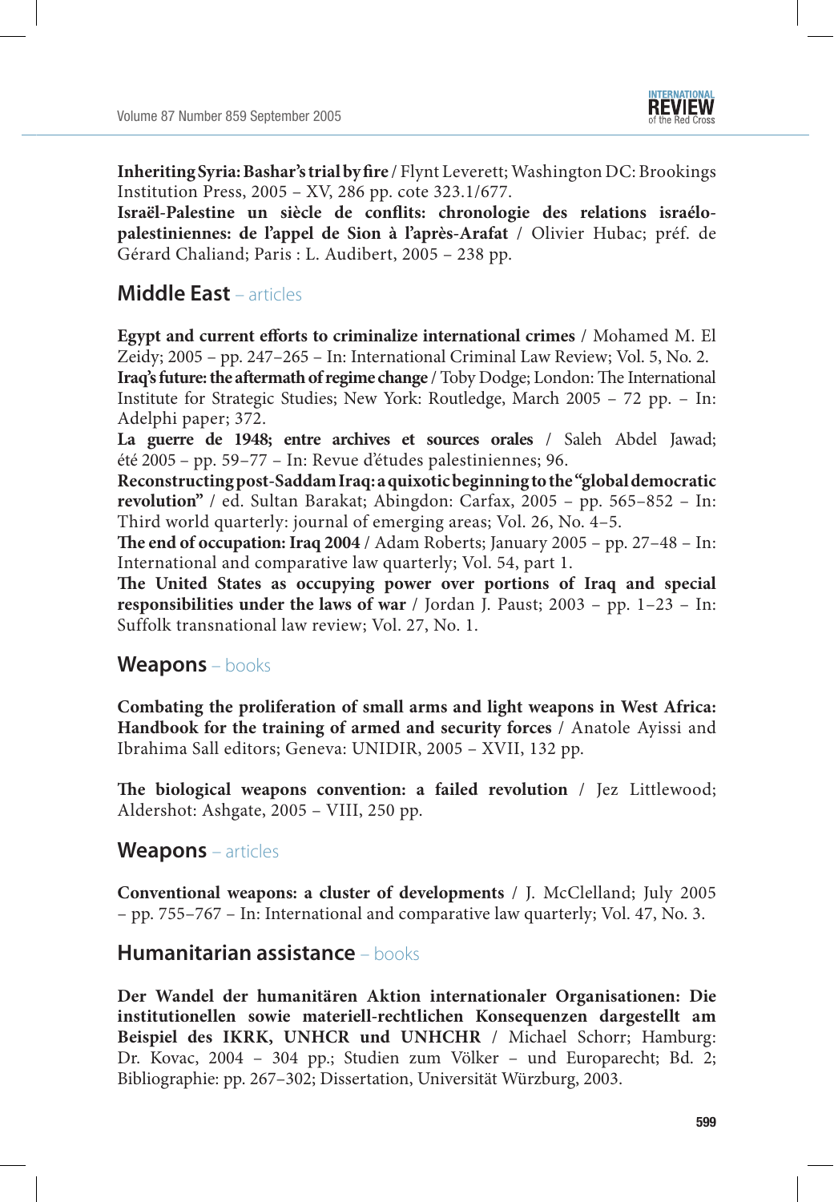**Inheriting Syria: Bashar's trial by fire** / Flynt Leverett; Washington DC: Brookings Institution Press, 2005 – XV, 286 pp. cote 323.1/677.
**Israël-Palestine un siècle de conflits: chronologie des relations israélo-palestiniennes: de l'appel de Sion à l'après-Arafat** / Olivier Hubac; préf. de Gérard Chaliand; Paris : L. Audibert, 2005 – 238 pp.

## Middle East – articles

**Egypt and current efforts to criminalize international crimes** / Mohamed M. El Zeidy; 2005 – pp. 247–265 – In: International Criminal Law Review; Vol. 5, No. 2.
**Iraq's future: the aftermath of regime change** / Toby Dodge; London: The International Institute for Strategic Studies; New York: Routledge, March 2005 – 72 pp. – In: Adelphi paper; 372.
**La guerre de 1948; entre archives et sources orales** / Saleh Abdel Jawad; été 2005 – pp. 59–77 – In: Revue d'études palestiniennes; 96.
**Reconstructing post-Saddam Iraq: a quixotic beginning to the "global democratic revolution"** / ed. Sultan Barakat; Abingdon: Carfax, 2005 – pp. 565–852 – In: Third world quarterly: journal of emerging areas; Vol. 26, No. 4–5.
**The end of occupation: Iraq 2004** / Adam Roberts; January 2005 – pp. 27–48 – In: International and comparative law quarterly; Vol. 54, part 1.
**The United States as occupying power over portions of Iraq and special responsibilities under the laws of war** / Jordan J. Paust; 2003 – pp. 1–23 – In: Suffolk transnational law review; Vol. 27, No. 1.

## Weapons – books

**Combating the proliferation of small arms and light weapons in West Africa: Handbook for the training of armed and security forces** / Anatole Ayissi and Ibrahima Sall editors; Geneva: UNIDIR, 2005 – XVII, 132 pp.

**The biological weapons convention: a failed revolution** / Jez Littlewood; Aldershot: Ashgate, 2005 – VIII, 250 pp.

## Weapons – articles

**Conventional weapons: a cluster of developments** / J. McClelland; July 2005 – pp. 755–767 – In: International and comparative law quarterly; Vol. 47, No. 3.

## Humanitarian assistance – books

**Der Wandel der humanitären Aktion internationaler Organisationen: Die institutionellen sowie materiell-rechtlichen Konsequenzen dargestellt am Beispiel des IKRK, UNHCR und UNHCHR** / Michael Schorr; Hamburg: Dr. Kovac, 2004 – 304 pp.; Studien zum Völker – und Europarecht; Bd. 2; Bibliographie: pp. 267–302; Dissertation, Universität Würzburg, 2003.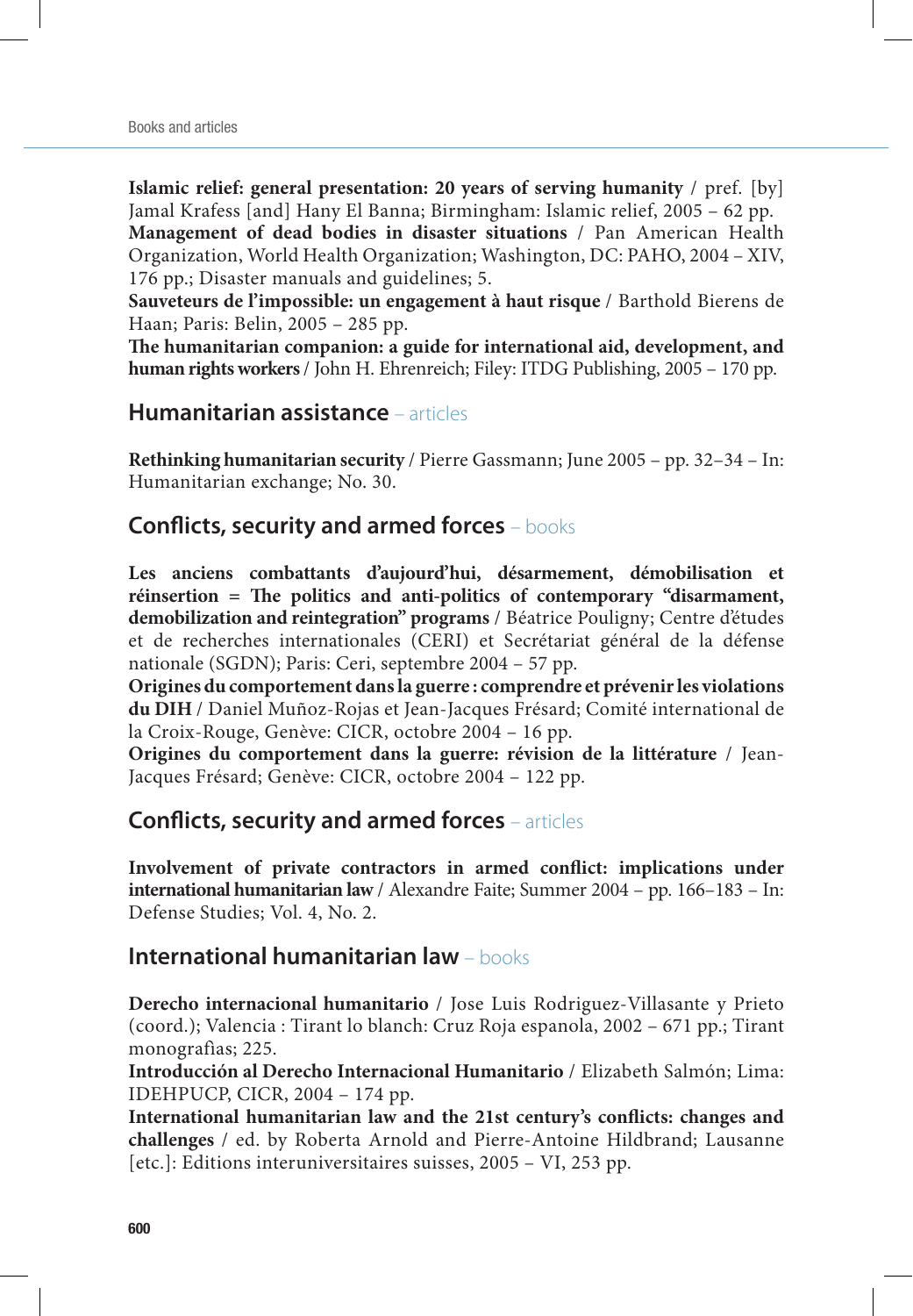**Islamic relief: general presentation: 20 years of serving humanity** / pref. [by] Jamal Krafess [and] Hany El Banna; Birmingham: Islamic relief, 2005 – 62 pp.

**Management of dead bodies in disaster situations** / Pan American Health Organization, World Health Organization; Washington, DC: PAHO, 2004 – XIV, 176 pp.; Disaster manuals and guidelines; 5.

**Sauveteurs de l'impossible: un engagement à haut risque** / Barthold Bierens de Haan; Paris: Belin, 2005 – 285 pp.

**The humanitarian companion: a guide for international aid, development, and human rights workers** / John H. Ehrenreich; Filey: ITDG Publishing, 2005 – 170 pp.

## Humanitarian assistance – articles

**Rethinking humanitarian security** / Pierre Gassmann; June 2005 – pp. 32–34 – In: Humanitarian exchange; No. 30.

## Conflicts, security and armed forces – books

**Les anciens combattants d'aujourd'hui, désarmement, démobilisation et réinsertion = The politics and anti-politics of contemporary "disarmament, demobilization and reintegration" programs** / Béatrice Pouligny; Centre d'études et de recherches internationales (CERI) et Secrétariat général de la défense nationale (SGDN); Paris: Ceri, septembre 2004 – 57 pp.

**Origines du comportement dans la guerre : comprendre et prévenir les violations du DIH** / Daniel Muñoz-Rojas et Jean-Jacques Frésard; Comité international de la Croix-Rouge, Genève: CICR, octobre 2004 – 16 pp.

**Origines du comportement dans la guerre: révision de la littérature** / Jean-Jacques Frésard; Genève: CICR, octobre 2004 – 122 pp.

## Conflicts, security and armed forces – articles

**Involvement of private contractors in armed conflict: implications under international humanitarian law** / Alexandre Faite; Summer 2004 – pp. 166–183 – In: Defense Studies; Vol. 4, No. 2.

## International humanitarian law – books

**Derecho internacional humanitario** / Jose Luis Rodriguez-Villasante y Prieto (coord.); Valencia : Tirant lo blanch: Cruz Roja espanola, 2002 – 671 pp.; Tirant monografias; 225.

**Introducción al Derecho Internacional Humanitario** / Elizabeth Salmón; Lima: IDEHPUCP, CICR, 2004 – 174 pp.

**International humanitarian law and the 21st century's conflicts: changes and challenges** / ed. by Roberta Arnold and Pierre-Antoine Hildbrand; Lausanne [etc.]: Editions interuniversitaires suisses, 2005 – VI, 253 pp.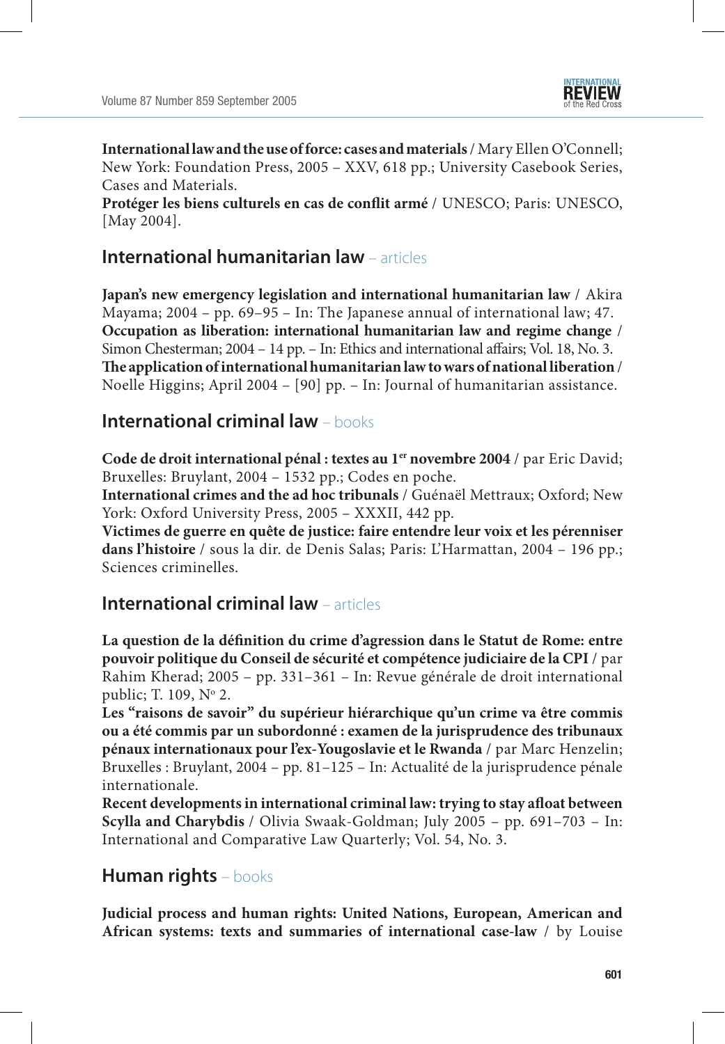**International law and the use of force: cases and materials** / Mary Ellen O'Connell; New York: Foundation Press, 2005 – XXV, 618 pp.; University Casebook Series, Cases and Materials.

**Protéger les biens culturels en cas de conflit armé** / UNESCO; Paris: UNESCO, [May 2004].

## International humanitarian law – articles

**Japan's new emergency legislation and international humanitarian law** / Akira Mayama; 2004 – pp. 69–95 – In: The Japanese annual of international law; 47.

**Occupation as liberation: international humanitarian law and regime change** / Simon Chesterman; 2004 – 14 pp. – In: Ethics and international affairs; Vol. 18, No. 3.

**The application of international humanitarian law to wars of national liberation** / Noelle Higgins; April 2004 – [90] pp. – In: Journal of humanitarian assistance.

## International criminal law – books

**Code de droit international pénal : textes au 1er novembre 2004** / par Eric David; Bruxelles: Bruylant, 2004 – 1532 pp.; Codes en poche.

**International crimes and the ad hoc tribunals** / Guénaël Mettraux; Oxford; New York: Oxford University Press, 2005 – XXXII, 442 pp.

**Victimes de guerre en quête de justice: faire entendre leur voix et les pérenniser dans l'histoire** / sous la dir. de Denis Salas; Paris: L'Harmattan, 2004 – 196 pp.; Sciences criminelles.

## International criminal law – articles

**La question de la définition du crime d'agression dans le Statut de Rome: entre pouvoir politique du Conseil de sécurité et compétence judiciaire de la CPI** / par Rahim Kherad; 2005 – pp. 331–361 – In: Revue générale de droit international public; T. 109, No 2.

**Les "raisons de savoir" du supérieur hiérarchique qu'un crime va être commis ou a été commis par un subordonné : examen de la jurisprudence des tribunaux pénaux internationaux pour l'ex-Yougoslavie et le Rwanda** / par Marc Henzelin; Bruxelles : Bruylant, 2004 – pp. 81–125 – In: Actualité de la jurisprudence pénale internationale.

**Recent developments in international criminal law: trying to stay afloat between Scylla and Charybdis** / Olivia Swaak-Goldman; July 2005 – pp. 691–703 – In: International and Comparative Law Quarterly; Vol. 54, No. 3.

## Human rights – books

**Judicial process and human rights: United Nations, European, American and African systems: texts and summaries of international case-law** / by Louise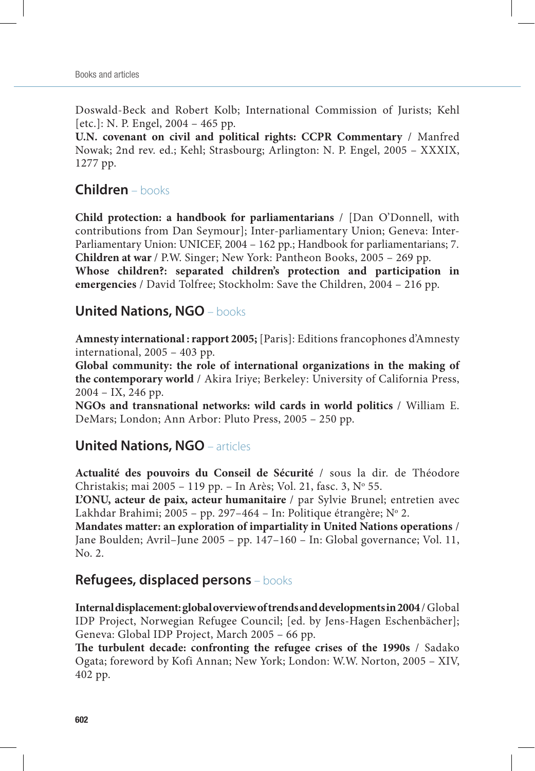Doswald-Beck and Robert Kolb; International Commission of Jurists; Kehl [etc.]: N. P. Engel, 2004 – 465 pp.
**U.N. covenant on civil and political rights: CCPR Commentary** / Manfred Nowak; 2nd rev. ed.; Kehl; Strasbourg; Arlington: N. P. Engel, 2005 – XXXIX, 1277 pp.

## Children – books

**Child protection: a handbook for parliamentarians** / [Dan O'Donnell, with contributions from Dan Seymour]; Inter-parliamentary Union; Geneva: Inter-Parliamentary Union: UNICEF, 2004 – 162 pp.; Handbook for parliamentarians; 7.
**Children at war** / P.W. Singer; New York: Pantheon Books, 2005 – 269 pp.
**Whose children?: separated children's protection and participation in emergencies** / David Tolfree; Stockholm: Save the Children, 2004 – 216 pp.

## United Nations, NGO – books

**Amnesty international : rapport 2005;** [Paris]: Editions francophones d'Amnesty international, 2005 – 403 pp.
**Global community: the role of international organizations in the making of the contemporary world** / Akira Iriye; Berkeley: University of California Press, 2004 – IX, 246 pp.
**NGOs and transnational networks: wild cards in world politics** / William E. DeMars; London; Ann Arbor: Pluto Press, 2005 – 250 pp.

## United Nations, NGO – articles

**Actualité des pouvoirs du Conseil de Sécurité** / sous la dir. de Théodore Christakis; mai 2005 – 119 pp. – In Arès; Vol. 21, fasc. 3, Nº 55.
**L'ONU, acteur de paix, acteur humanitaire** / par Sylvie Brunel; entretien avec Lakhdar Brahimi; 2005 – pp. 297–464 – In: Politique étrangère; Nº 2.
**Mandates matter: an exploration of impartiality in United Nations operations** / Jane Boulden; Avril–June 2005 – pp. 147–160 – In: Global governance; Vol. 11, No. 2.

## Refugees, displaced persons – books

**Internal displacement: global overview of trends and developments in 2004** / Global IDP Project, Norwegian Refugee Council; [ed. by Jens-Hagen Eschenbächer]; Geneva: Global IDP Project, March 2005 – 66 pp.
**The turbulent decade: confronting the refugee crises of the 1990s** / Sadako Ogata; foreword by Kofi Annan; New York; London: W.W. Norton, 2005 – XIV, 402 pp.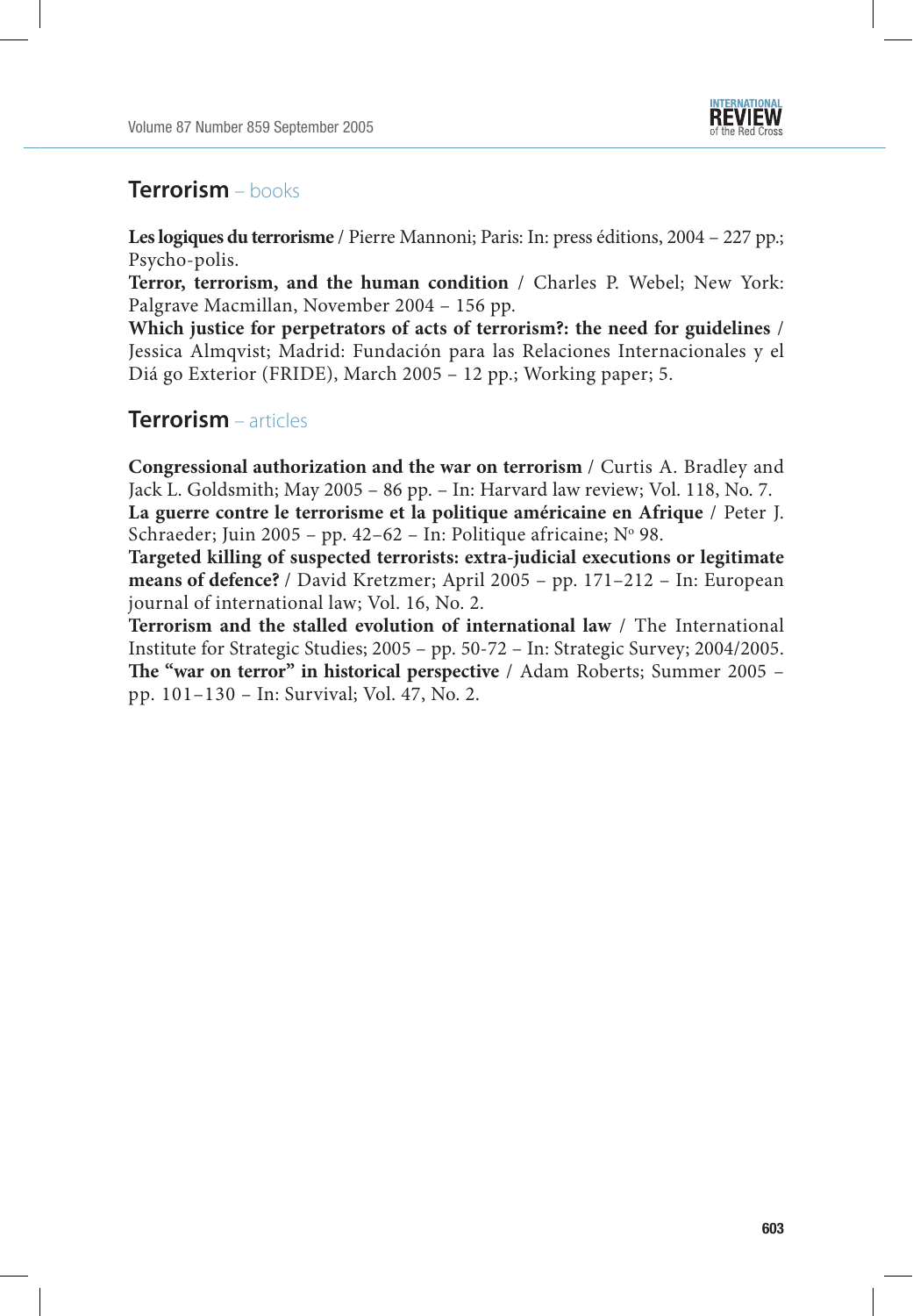## **Terrorism** – books

**Les logiques du terrorisme** / Pierre Mannoni; Paris: In: press éditions, 2004 – 227 pp.; Psycho-polis.

**Terror, terrorism, and the human condition** / Charles P. Webel; New York: Palgrave Macmillan, November 2004 – 156 pp.

**Which justice for perpetrators of acts of terrorism?: the need for guidelines** / Jessica Almqvist; Madrid: Fundación para las Relaciones Internacionales y el Diá go Exterior (FRIDE), March 2005 – 12 pp.; Working paper; 5.

## **Terrorism** – articles

**Congressional authorization and the war on terrorism** / Curtis A. Bradley and Jack L. Goldsmith; May 2005 – 86 pp. – In: Harvard law review; Vol. 118, No. 7.

**La guerre contre le terrorisme et la politique américaine en Afrique** / Peter J. Schraeder; Juin 2005 – pp. 42–62 – In: Politique africaine; N° 98.

**Targeted killing of suspected terrorists: extra-judicial executions or legitimate means of defence?** / David Kretzmer; April 2005 – pp. 171–212 – In: European journal of international law; Vol. 16, No. 2.

**Terrorism and the stalled evolution of international law** / The International Institute for Strategic Studies; 2005 – pp. 50-72 – In: Strategic Survey; 2004/2005.

**The "war on terror" in historical perspective** / Adam Roberts; Summer 2005 – pp. 101–130 – In: Survival; Vol. 47, No. 2.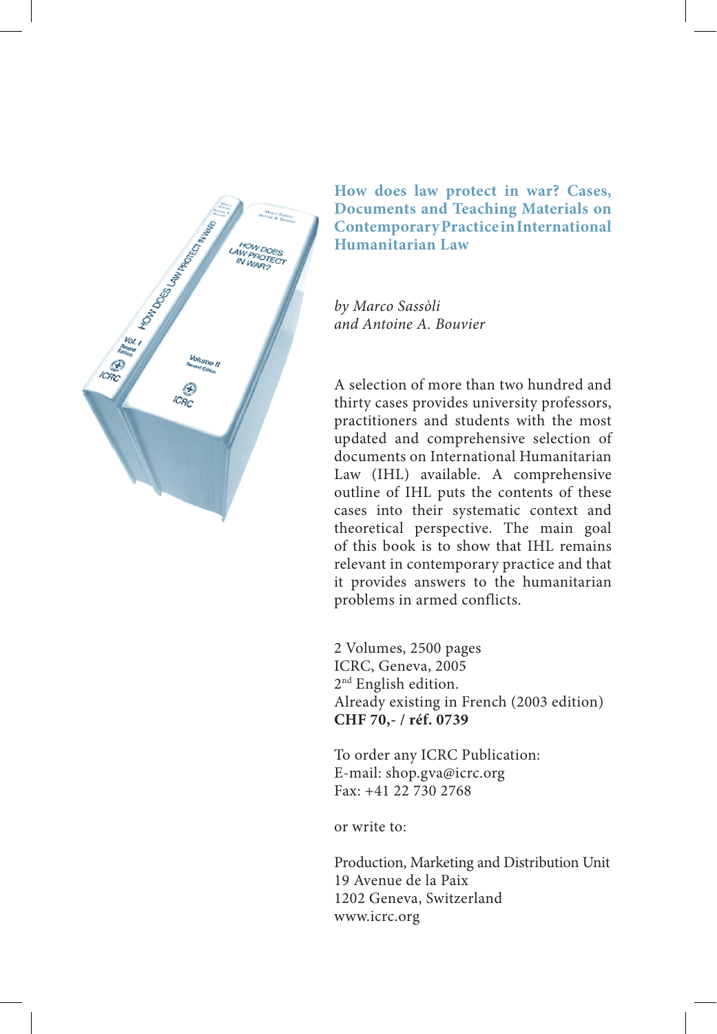## How does law protect in war? Cases, Documents and Teaching Materials on Contemporary Practice in International Humanitarian Law

*by Marco Sassòli and Antoine A. Bouvier*

A selection of more than two hundred and thirty cases provides university professors, practitioners and students with the most updated and comprehensive selection of documents on International Humanitarian Law (IHL) available. A comprehensive outline of IHL puts the contents of these cases into their systematic context and theoretical perspective. The main goal of this book is to show that IHL remains relevant in contemporary practice and that it provides answers to the humanitarian problems in armed conflicts.

2 Volumes, 2500 pages
ICRC, Geneva, 2005
2nd English edition.
Already existing in French (2003 edition)
**CHF 70,- / réf. 0739**

To order any ICRC Publication:
E-mail: shop.gva@icrc.org
Fax: +41 22 730 2768

or write to:

Production, Marketing and Distribution Unit
19 Avenue de la Paix
1202 Geneva, Switzerland
www.icrc.org